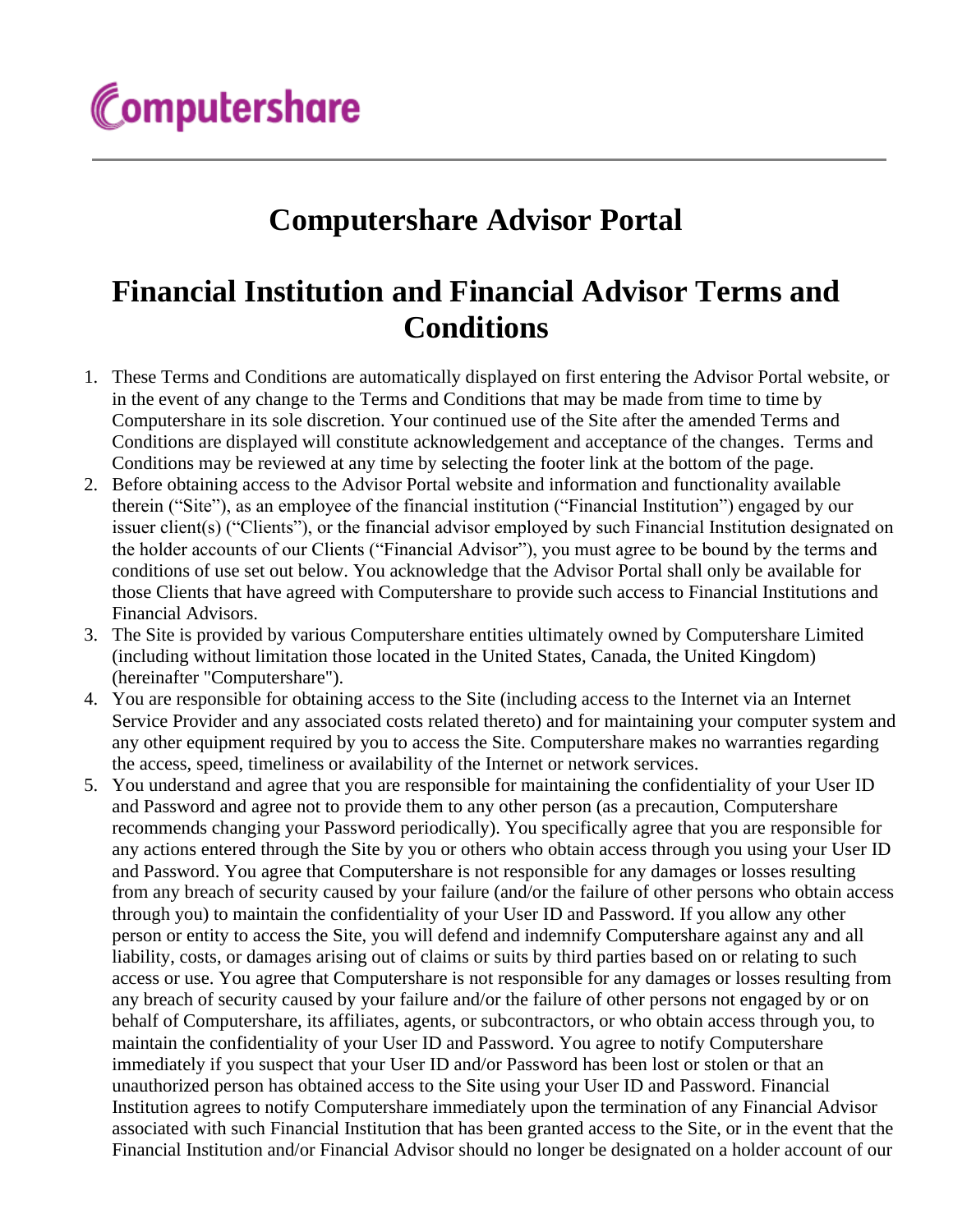Computershare

# Computershare Advisor Portal

## Financial Institution and Financial Advisor Terms and Conditions

1. These Terms and Conditions are automatically displayed on first entering the Advisor Portal website, or in the event of any change to the Terms and Conditions that may be made from time to time by Computershare in its sole discretion. Your continued use of the Site after the amended Terms and Conditions are displayed will constitute acknowledgement and acceptance of the changes. Terms and Conditions may be reviewed at any time by selecting the footer link at the bottom of the page.
2. Before obtaining access to the Advisor Portal website and information and functionality available therein ("Site"), as an employee of the financial institution ("Financial Institution") engaged by our issuer client(s) ("Clients"), or the financial advisor employed by such Financial Institution designated on the holder accounts of our Clients ("Financial Advisor"), you must agree to be bound by the terms and conditions of use set out below. You acknowledge that the Advisor Portal shall only be available for those Clients that have agreed with Computershare to provide such access to Financial Institutions and Financial Advisors.
3. The Site is provided by various Computershare entities ultimately owned by Computershare Limited (including without limitation those located in the United States, Canada, the United Kingdom) (hereinafter "Computershare").
4. You are responsible for obtaining access to the Site (including access to the Internet via an Internet Service Provider and any associated costs related thereto) and for maintaining your computer system and any other equipment required by you to access the Site. Computershare makes no warranties regarding the access, speed, timeliness or availability of the Internet or network services.
5. You understand and agree that you are responsible for maintaining the confidentiality of your User ID and Password and agree not to provide them to any other person (as a precaution, Computershare recommends changing your Password periodically). You specifically agree that you are responsible for any actions entered through the Site by you or others who obtain access through you using your User ID and Password. You agree that Computershare is not responsible for any damages or losses resulting from any breach of security caused by your failure (and/or the failure of other persons who obtain access through you) to maintain the confidentiality of your User ID and Password. If you allow any other person or entity to access the Site, you will defend and indemnify Computershare against any and all liability, costs, or damages arising out of claims or suits by third parties based on or relating to such access or use. You agree that Computershare is not responsible for any damages or losses resulting from any breach of security caused by your failure and/or the failure of other persons not engaged by or on behalf of Computershare, its affiliates, agents, or subcontractors, or who obtain access through you, to maintain the confidentiality of your User ID and Password. You agree to notify Computershare immediately if you suspect that your User ID and/or Password has been lost or stolen or that an unauthorized person has obtained access to the Site using your User ID and Password. Financial Institution agrees to notify Computershare immediately upon the termination of any Financial Advisor associated with such Financial Institution that has been granted access to the Site, or in the event that the Financial Institution and/or Financial Advisor should no longer be designated on a holder account of our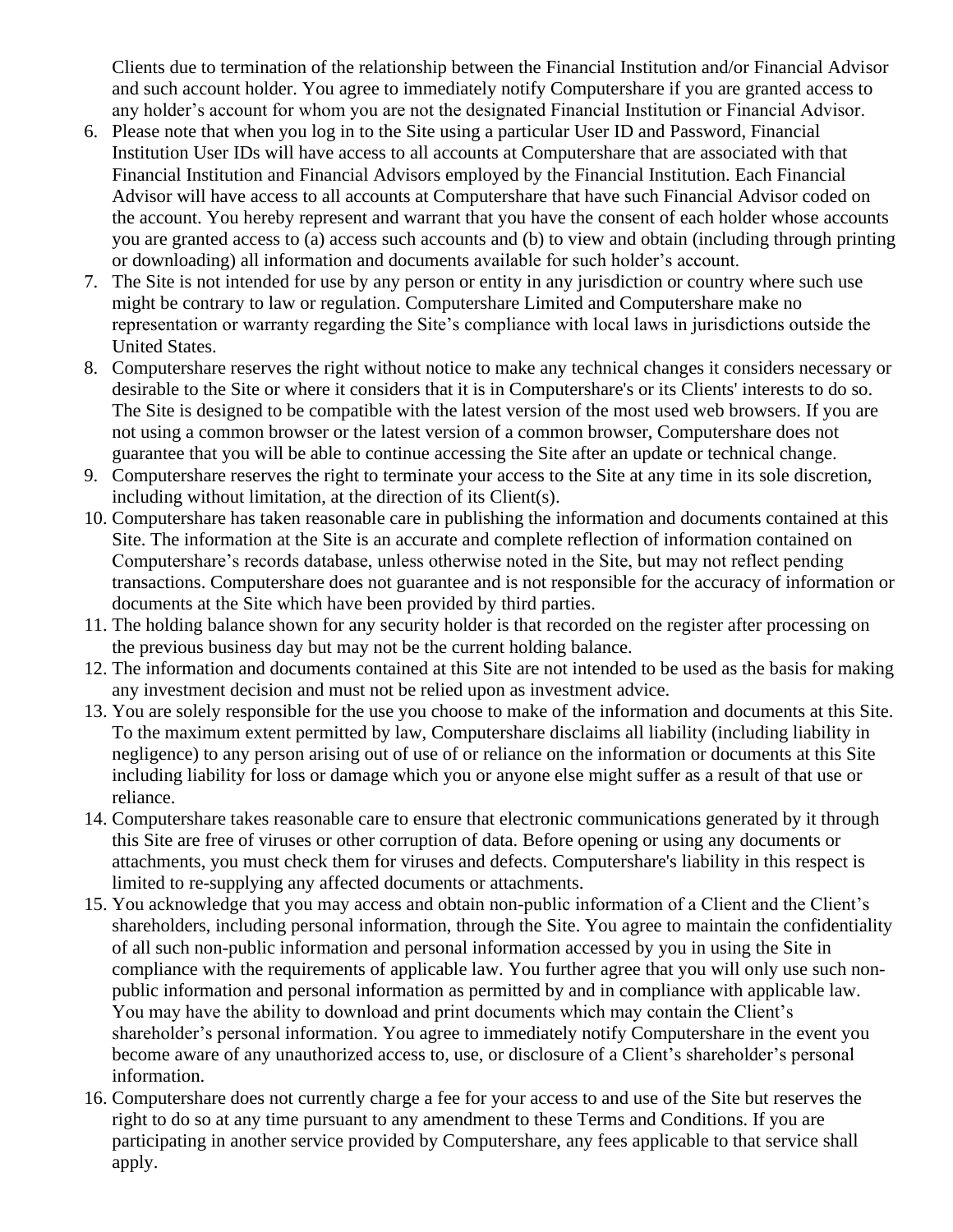Clients due to termination of the relationship between the Financial Institution and/or Financial Advisor and such account holder. You agree to immediately notify Computershare if you are granted access to any holder's account for whom you are not the designated Financial Institution or Financial Advisor.

6. Please note that when you log in to the Site using a particular User ID and Password, Financial Institution User IDs will have access to all accounts at Computershare that are associated with that Financial Institution and Financial Advisors employed by the Financial Institution. Each Financial Advisor will have access to all accounts at Computershare that have such Financial Advisor coded on the account. You hereby represent and warrant that you have the consent of each holder whose accounts you are granted access to (a) access such accounts and (b) to view and obtain (including through printing or downloading) all information and documents available for such holder's account.
7. The Site is not intended for use by any person or entity in any jurisdiction or country where such use might be contrary to law or regulation. Computershare Limited and Computershare make no representation or warranty regarding the Site's compliance with local laws in jurisdictions outside the United States.
8. Computershare reserves the right without notice to make any technical changes it considers necessary or desirable to the Site or where it considers that it is in Computershare's or its Clients' interests to do so. The Site is designed to be compatible with the latest version of the most used web browsers. If you are not using a common browser or the latest version of a common browser, Computershare does not guarantee that you will be able to continue accessing the Site after an update or technical change.
9. Computershare reserves the right to terminate your access to the Site at any time in its sole discretion, including without limitation, at the direction of its Client(s).
10. Computershare has taken reasonable care in publishing the information and documents contained at this Site. The information at the Site is an accurate and complete reflection of information contained on Computershare's records database, unless otherwise noted in the Site, but may not reflect pending transactions. Computershare does not guarantee and is not responsible for the accuracy of information or documents at the Site which have been provided by third parties.
11. The holding balance shown for any security holder is that recorded on the register after processing on the previous business day but may not be the current holding balance.
12. The information and documents contained at this Site are not intended to be used as the basis for making any investment decision and must not be relied upon as investment advice.
13. You are solely responsible for the use you choose to make of the information and documents at this Site. To the maximum extent permitted by law, Computershare disclaims all liability (including liability in negligence) to any person arising out of use of or reliance on the information or documents at this Site including liability for loss or damage which you or anyone else might suffer as a result of that use or reliance.
14. Computershare takes reasonable care to ensure that electronic communications generated by it through this Site are free of viruses or other corruption of data. Before opening or using any documents or attachments, you must check them for viruses and defects. Computershare's liability in this respect is limited to re-supplying any affected documents or attachments.
15. You acknowledge that you may access and obtain non-public information of a Client and the Client's shareholders, including personal information, through the Site. You agree to maintain the confidentiality of all such non-public information and personal information accessed by you in using the Site in compliance with the requirements of applicable law. You further agree that you will only use such non-public information and personal information as permitted by and in compliance with applicable law. You may have the ability to download and print documents which may contain the Client's shareholder's personal information. You agree to immediately notify Computershare in the event you become aware of any unauthorized access to, use, or disclosure of a Client's shareholder's personal information.
16. Computershare does not currently charge a fee for your access to and use of the Site but reserves the right to do so at any time pursuant to any amendment to these Terms and Conditions. If you are participating in another service provided by Computershare, any fees applicable to that service shall apply.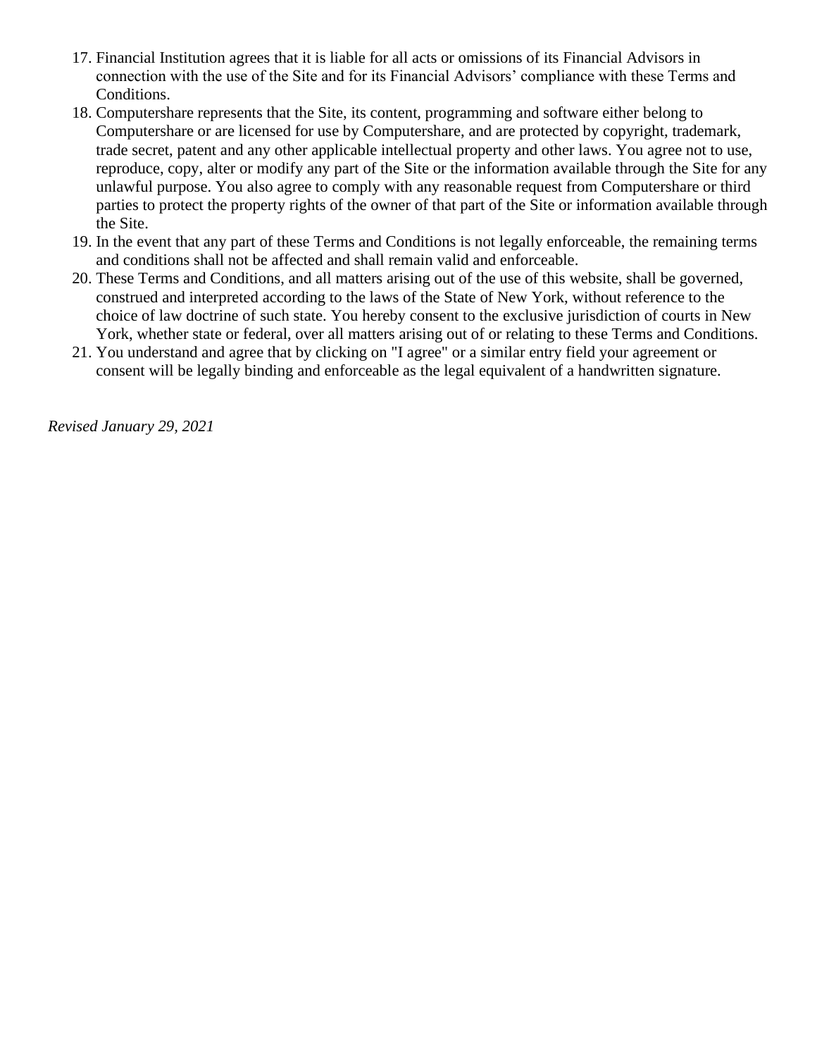17. Financial Institution agrees that it is liable for all acts or omissions of its Financial Advisors in connection with the use of the Site and for its Financial Advisors' compliance with these Terms and Conditions.
18. Computershare represents that the Site, its content, programming and software either belong to Computershare or are licensed for use by Computershare, and are protected by copyright, trademark, trade secret, patent and any other applicable intellectual property and other laws. You agree not to use, reproduce, copy, alter or modify any part of the Site or the information available through the Site for any unlawful purpose. You also agree to comply with any reasonable request from Computershare or third parties to protect the property rights of the owner of that part of the Site or information available through the Site.
19. In the event that any part of these Terms and Conditions is not legally enforceable, the remaining terms and conditions shall not be affected and shall remain valid and enforceable.
20. These Terms and Conditions, and all matters arising out of the use of this website, shall be governed, construed and interpreted according to the laws of the State of New York, without reference to the choice of law doctrine of such state. You hereby consent to the exclusive jurisdiction of courts in New York, whether state or federal, over all matters arising out of or relating to these Terms and Conditions.
21. You understand and agree that by clicking on "I agree" or a similar entry field your agreement or consent will be legally binding and enforceable as the legal equivalent of a handwritten signature.

*Revised January 29, 2021*